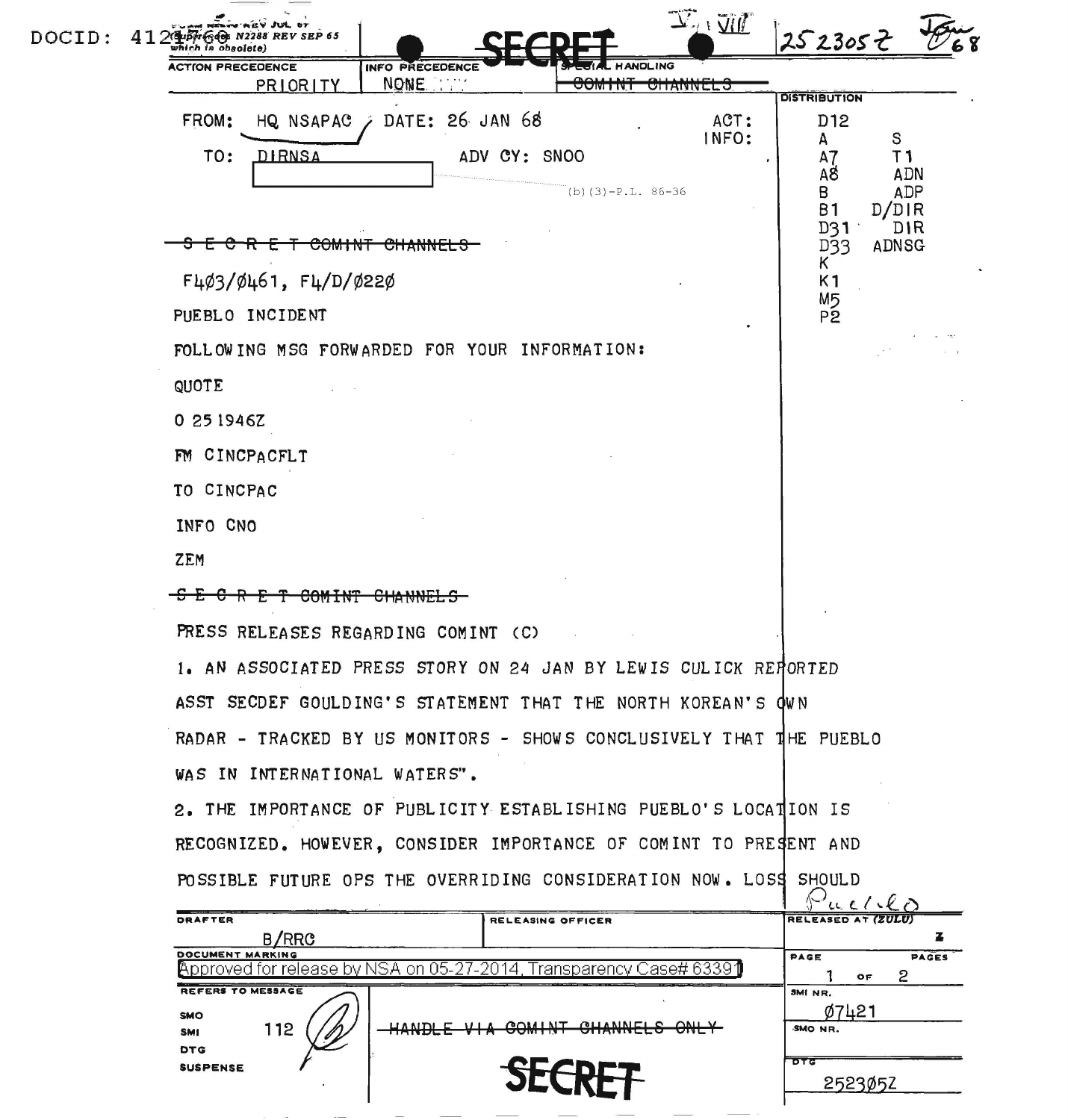DOCID: 4121766

SECRET

252305Z Jan 68

| ACTION PRECEDENCE | INFO PRECEDENCE | SPECIAL HANDLING |
|---|---|---|
| PRIORITY | NONE | ~~COMINT CHANNELS~~ |

FROM: HQ NSAPAC DATE: 26 JAN 68 ACT: D12

TO: DIRNSA ADV CY: SNOO INFO:

(b)(3)-P.L. 86-36

DISTRIBUTION: D12, A, A7, A8, B, B1, D31, D33, K, K1, M5, P2, S, T1, ADN, ADP, D/DIR, DIR, ADNSG

~~S E C R E T COMINT CHANNELS~~

F4Ø3/Ø461, F4/D/Ø22Ø

PUEBLO INCIDENT

FOLLOWING MSG FORWARDED FOR YOUR INFORMATION:

QUOTE

O 251946Z

FM CINCPACFLT

TO CINCPAC

INFO CNO

ZEM

~~S E C R E T COMINT CHANNELS~~

PRESS RELEASES REGARDING COMINT (C)

1. AN ASSOCIATED PRESS STORY ON 24 JAN BY LEWIS CULICK REPORTED ASST SECDEF GOULDING'S STATEMENT THAT THE NORTH KOREAN'S OWN RADAR - TRACKED BY US MONITORS - SHOWS CONCLUSIVELY THAT THE PUEBLO WAS IN INTERNATIONAL WATERS".

2. THE IMPORTANCE OF PUBLICITY ESTABLISHING PUEBLO'S LOCATION IS RECOGNIZED. HOWEVER, CONSIDER IMPORTANCE OF COMINT TO PRESENT AND POSSIBLE FUTURE OPS THE OVERRIDING CONSIDERATION NOW. LOSS SHOULD

Pueblo

DRAFTER: B/RRC

RELEASING OFFICER:

RELEASED AT (ZULU):

DOCUMENT MARKING: Approved for release by NSA on 05-27-2014, Transparency Case# 63391

PAGE 1 OF 2

REFERS TO MESSAGE: SMI 112

SMI NR. Ø7421

~~HANDLE VIA COMINT CHANNELS ONLY~~

DTG 2523Ø5Z

SECRET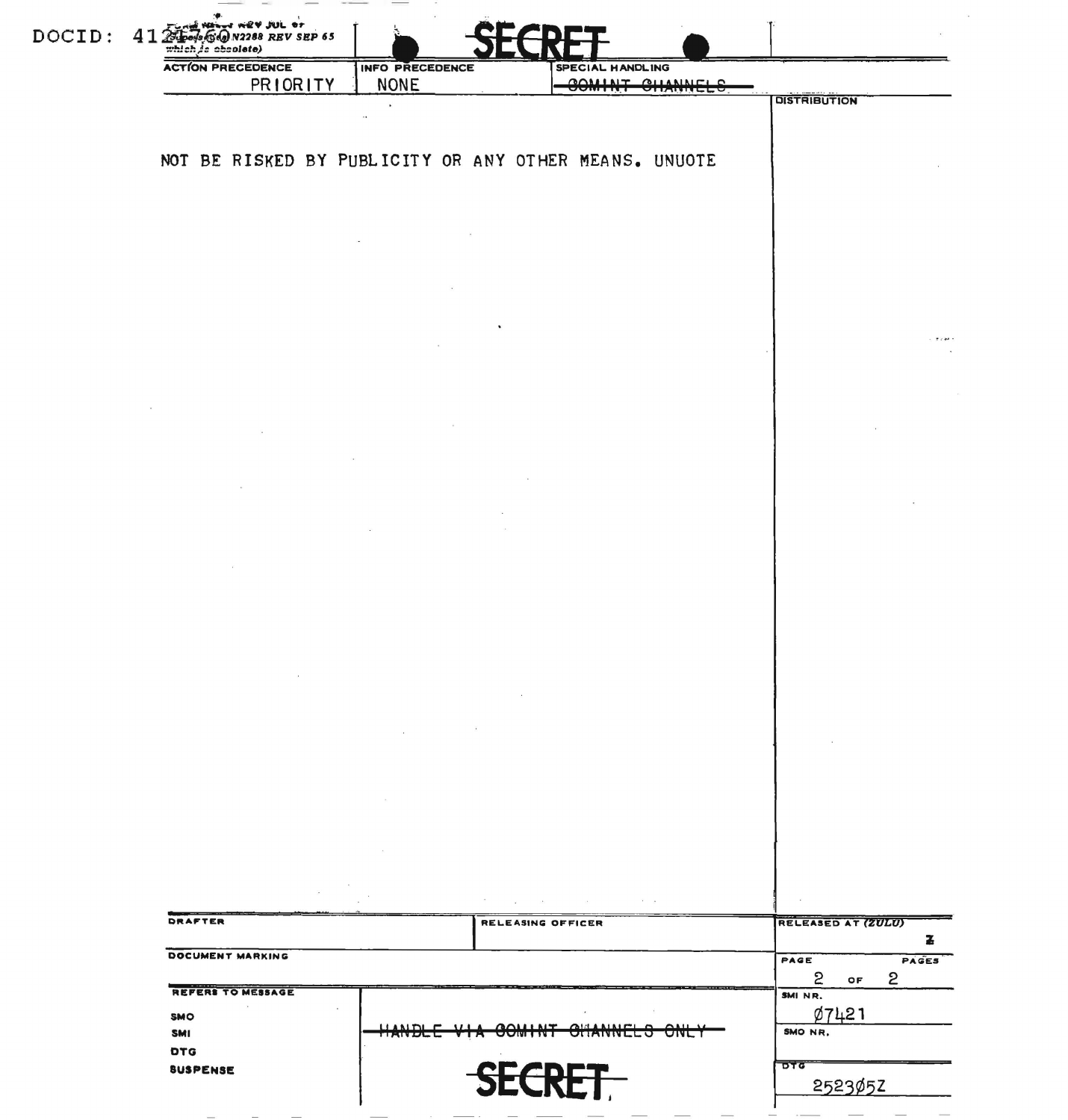DOCID: 4121760

~~SECRET~~

| ACTION PRECEDENCE | INFO PRECEDENCE | SPECIAL HANDLING |
| --- | --- | --- |
| PRIORITY | NONE | ~~COMINT CHANNELS~~ |

DISTRIBUTION

NOT BE RISKED BY PUBLICITY OR ANY OTHER MEANS. UNUOTE

| | | |
| --- | --- | --- |
| DRAFTER | RELEASING OFFICER | RELEASED AT (ZULO) Z |
| DOCUMENT MARKING | | PAGE 2 OF 2 PAGES |
| REFERS TO MESSAGE | | SMI NR. Ø7421 |
| SMO | | SMO NR. |
| SMI | ~~HANDLE VIA COMINT CHANNELS ONLY~~ | |
| DTG | | DTG 2523Ø5Z |
| SUSPENSE | ~~SECRET~~ | |